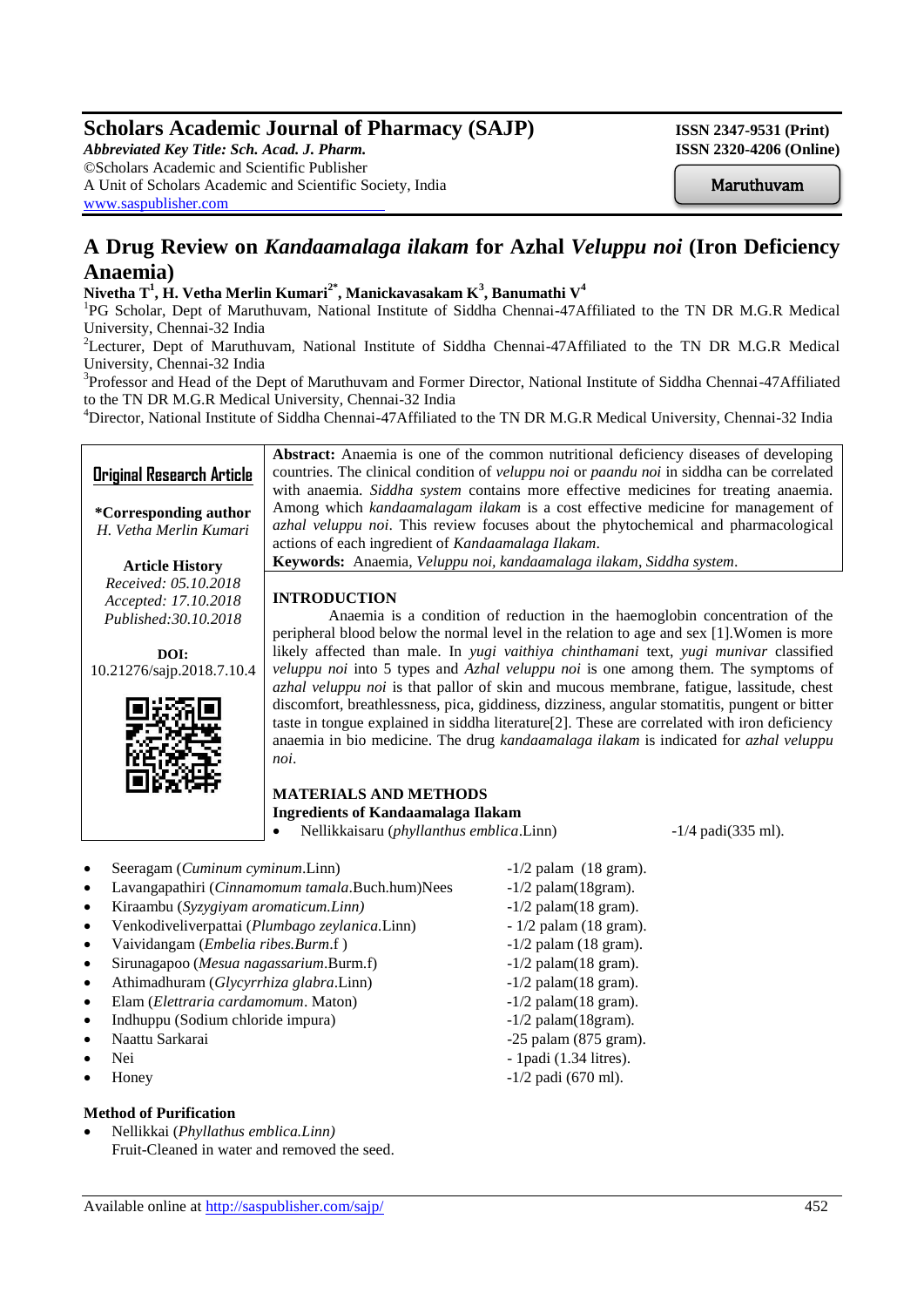# Scholars Academic Journal of Pharmacy (SAJP)

*Abbreviated Key Title: Sch. Acad. J. Pharm.*
©Scholars Academic and Scientific Publisher
A Unit of Scholars Academic and Scientific Society, India
www.saspublisher.com

**ISSN 2347-9531 (Print)**
**ISSN 2320-4206 (Online)**

Maruthuvam

# A Drug Review on *Kandaamalaga ilakam* for Azhal *Veluppu noi* (Iron Deficiency Anaemia)

**Nivetha T[1], H. Vetha Merlin Kumari[2*], Manickavasakam K[3], Banumathi V[4]**

[1]PG Scholar, Dept of Maruthuvam, National Institute of Siddha Chennai-47Affiliated to the TN DR M.G.R Medical University, Chennai-32 India

[2]Lecturer, Dept of Maruthuvam, National Institute of Siddha Chennai-47Affiliated to the TN DR M.G.R Medical University, Chennai-32 India

[3]Professor and Head of the Dept of Maruthuvam and Former Director, National Institute of Siddha Chennai-47Affiliated to the TN DR M.G.R Medical University, Chennai-32 India

[4]Director, National Institute of Siddha Chennai-47Affiliated to the TN DR M.G.R Medical University, Chennai-32 India

**Original Research Article**

**\*Corresponding author**
*H. Vetha Merlin Kumari*

**Article History**
*Received: 05.10.2018*
*Accepted: 17.10.2018*
*Published:30.10.2018*

**DOI:**
10.21276/sajp.2018.7.10.4

**Abstract:** Anaemia is one of the common nutritional deficiency diseases of developing countries. The clinical condition of *veluppu noi* or *paandu noi* in siddha can be correlated with anaemia. *Siddha system* contains more effective medicines for treating anaemia. Among which *kandaamalagam ilakam* is a cost effective medicine for management of *azhal veluppu noi*. This review focuses about the phytochemical and pharmacological actions of each ingredient of *Kandaamalaga Ilakam*.

**Keywords:** Anaemia, *Veluppu noi, kandaamalaga ilakam, Siddha system*.

## INTRODUCTION

Anaemia is a condition of reduction in the haemoglobin concentration of the peripheral blood below the normal level in the relation to age and sex [1].Women is more likely affected than male. In *yugi vaithiya chinthamani* text, *yugi munivar* classified *veluppu noi* into 5 types and *Azhal veluppu noi* is one among them. The symptoms of *azhal veluppu noi* is that pallor of skin and mucous membrane, fatigue, lassitude, chest discomfort, breathlessness, pica, giddiness, dizziness, angular stomatitis, pungent or bitter taste in tongue explained in siddha literature[2]. These are correlated with iron deficiency anaemia in bio medicine. The drug *kandaamalaga ilakam* is indicated for *azhal veluppu noi*.

## MATERIALS AND METHODS

### Ingredients of Kandaamalaga Ilakam

- Nellikkaisaru (*phyllanthus emblica*.Linn) -1/4 padi(335 ml).
- Seeragam (*Cuminum cyminum*.Linn) -1/2 palam (18 gram).
- Lavangapathiri (*Cinnamomum tamala*.Buch.hum)Nees -1/2 palam(18gram).
- Kiraambu (*Syzygiyam aromaticum.Linn)* -1/2 palam(18 gram).
- Venkodiveliverpattai (*Plumbago zeylanica*.Linn) - 1/2 palam (18 gram).
- Vaividangam (*Embelia ribes.Burm*.f ) -1/2 palam (18 gram).
- Sirunagapoo (*Mesua nagassarium*.Burm.f) -1/2 palam(18 gram).
- Athimadhuram (*Glycyrrhiza glabra*.Linn) -1/2 palam(18 gram).
- Elam (*Elettraria cardamomum*. Maton) -1/2 palam(18 gram).
- Indhuppu (Sodium chloride impura) -1/2 palam(18gram).
- Naattu Sarkarai -25 palam (875 gram).
- Nei - 1padi (1.34 litres).
- Honey -1/2 padi (670 ml).

### Method of Purification

- Nellikkai (*Phyllathus emblica.Linn)*
  Fruit-Cleaned in water and removed the seed.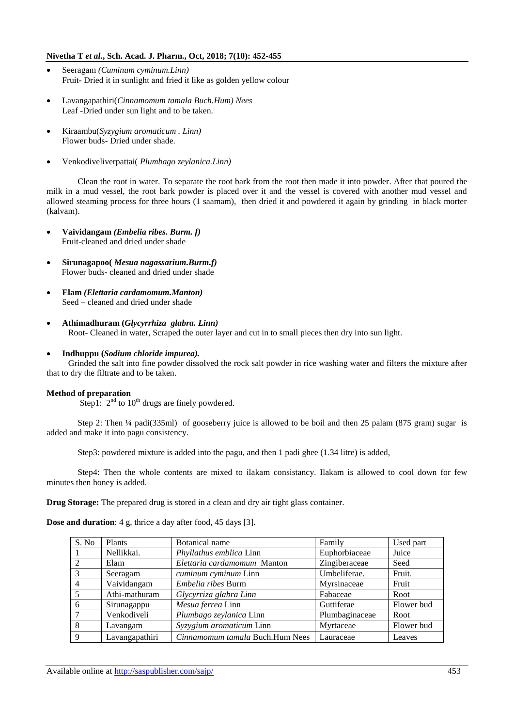- Seeragam *(Cuminum cyminum.Linn)*
  Fruit- Dried it in sunlight and fried it like as golden yellow colour

- Lavangapathiri(*Cinnamomum tamala Buch.Hum) Nees*
  Leaf -Dried under sun light and to be taken.

- Kiraambu(*Syzygium aromaticum . Linn)*
  Flower buds- Dried under shade.

- Venkodiveliverpattai( *Plumbago zeylanica.Linn)*

Clean the root in water. To separate the root bark from the root then made it into powder. After that poured the milk in a mud vessel, the root bark powder is placed over it and the vessel is covered with another mud vessel and allowed steaming process for three hours (1 saamam), then dried it and powdered it again by grinding in black morter (kalvam).

- **Vaividangam *(Embelia ribes. Burm. f)***
  Fruit-cleaned and dried under shade

- **Sirunagapoo( *Mesua nagassarium.Burm.f)***
  Flower buds- cleaned and dried under shade

- **Elam *(Elettaria cardamomum.Manton)***
  Seed – cleaned and dried under shade

- **Athimadhuram (*Glycyrrhiza glabra. Linn)***
  Root- Cleaned in water, Scraped the outer layer and cut in to small pieces then dry into sun light.

- **Indhuppu (*Sodium chloride impurea).***
  Grinded the salt into fine powder dissolved the rock salt powder in rice washing water and filters the mixture after that to dry the filtrate and to be taken.

**Method of preparation**

Step1: $2^{nd}$ to $10^{th}$ drugs are finely powdered.

Step 2: Then ¼ padi(335ml) of gooseberry juice is allowed to be boil and then 25 palam (875 gram) sugar is added and make it into pagu consistency.

Step3: powdered mixture is added into the pagu, and then 1 padi ghee (1.34 litre) is added,

Step4: Then the whole contents are mixed to ilakam consistancy. Ilakam is allowed to cool down for few minutes then honey is added.

**Drug Storage:** The prepared drug is stored in a clean and dry air tight glass container.

**Dose and duration**: 4 g, thrice a day after food, 45 days [3].

| S. No | Plants | Botanical name | Family | Used part |
|---|---|---|---|---|
| 1 | Nellikkai. | *Phyllathus emblica* Linn | Euphorbiaceae | Juice |
| 2 | Elam | *Elettaria cardamomum* Manton | Zingiberaceae | Seed |
| 3 | Seeragam | *cuminum cyminum* Linn | Umbeliferae. | Fruit. |
| 4 | Vaividangam | *Embelia ribes* Burm | Myrsinaceae | Fruit |
| 5 | Athi-mathuram | *Glycyrriza glabra Linn* | Fabaceae | Root |
| 6 | Sirunagappu | *Mesua ferrea* Linn | Guttiferae | Flower bud |
| 7 | Venkodiveli | *Plumbago zeylanica* Linn | Plumbaginaceae | Root |
| 8 | Lavangam | *Syzygium aromaticum* Linn | Myrtaceae | Flower bud |
| 9 | Lavangapathiri | *Cinnamomum tamala* Buch.Hum Nees | Lauraceae | Leaves |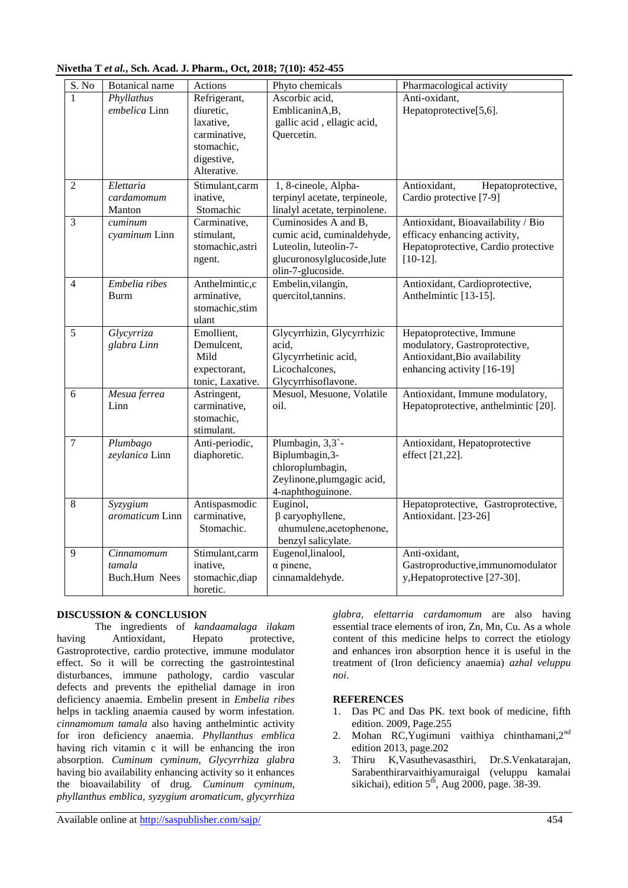| S. No | Botanical name | Actions | Phyto chemicals | Pharmacological activity |
|---|---|---|---|---|
| 1 | *Phyllathus embelica* Linn | Refrigerant, diuretic, laxative, carminative, stomachic, digestive, Alterative. | Ascorbic acid, EmblicaninA,B, gallic acid , ellagic acid, Quercetin. | Anti-oxidant, Hepatoprotective[5,6]. |
| 2 | *Elettaria cardamomum* Manton | Stimulant,carminative, Stomachic | 1, 8-cineole, Alpha-terpinyl acetate, terpineole, linalyl acetate, terpinolene. | Antioxidant, Hepatoprotective, Cardio protective [7-9] |
| 3 | *cuminum cyaminum* Linn | Carminative, stimulant, stomachic,astringent. | Cuminosides A and B, cumic acid, cuminaldehyde, Luteolin, luteolin-7-glucuronosylglucoside,luteolin-7-glucoside. | Antioxidant, Bioavailability / Bio efficacy enhancing activity, Hepatoprotective, Cardio protective [10-12]. |
| 4 | *Embelia ribes* Burm | Anthelmintic,carminative, stomachic,stimulant | Embelin,vilangin, quercitol,tannins. | Antioxidant, Cardioprotective, Anthelmintic [13-15]. |
| 5 | *Glycyrriza glabra Linn* | Emollient, Demulcent, Mild expectorant, tonic, Laxative. | Glycyrrhizin, Glycyrrhizic acid, Glycyrrhetinic acid, Licochalcones, Glycyrrhisoflavone. | Hepatoprotective, Immune modulatory, Gastroprotective, Antioxidant,Bio availability enhancing activity [16-19] |
| 6 | *Mesua ferrea* Linn | Astringent, carminative, stomachic, stimulant. | Mesuol, Mesuone, Volatile oil. | Antioxidant, Immune modulatory, Hepatoprotective, anthelmintic [20]. |
| 7 | *Plumbago zeylanica* Linn | Anti-periodic, diaphoretic. | Plumbagin, 3,3`-Biplumbagin,3-chloroplumbagin, Zeylinone,plumgagic acid, 4-naphthoguinone. | Antioxidant, Hepatoprotective effect [21,22]. |
| 8 | *Syzygium aromaticum* Linn | Antispasmodic carminative, Stomachic. | Euginol, β caryophyllene, αhumulene,acetophenone, benzyl salicylate. | Hepatoprotective, Gastroprotective, Antioxidant. [23-26] |
| 9 | *Cinnamomum tamala* Buch.Hum Nees | Stimulant,carminative, stomachic,diaphoretic. | Eugenol,linalool, α pinene, cinnamaldehyde. | Anti-oxidant, Gastroproductive,immunomodulatory,Hepatoprotective [27-30]. |

## DISCUSSION & CONCLUSION

The ingredients of *kandaamalaga ilakam* having Antioxidant, Hepato protective, Gastroprotective, cardio protective, immune modulator effect. So it will be correcting the gastrointestinal disturbances, immune pathology, cardio vascular defects and prevents the epithelial damage in iron deficiency anaemia. Embelin present in *Embelia ribes* helps in tackling anaemia caused by worm infestation. *cinnamomum tamala* also having anthelmintic activity for iron deficiency anaemia. *Phyllanthus emblica* having rich vitamin c it will be enhancing the iron absorption. *Cuminum cyminum, Glycyrrhiza glabra* having bio availability enhancing activity so it enhances the bioavailability of drug. *Cuminum cyminum, phyllanthus emblica, syzygium aromaticum, glycyrrhiza glabra, elettarria cardamomum* are also having essential trace elements of iron, Zn, Mn, Cu. As a whole content of this medicine helps to correct the etiology and enhances iron absorption hence it is useful in the treatment of (Iron deficiency anaemia) *azhal veluppu noi*.

## REFERENCES

1. Das PC and Das PK. text book of medicine, fifth edition. 2009, Page.255
2. Mohan RC,Yugimuni vaithiya chinthamani,2nd edition 2013, page.202
3. Thiru K,Vasuthevasasthiri, Dr.S.Venkatarajan, Sarabenthirarvaithiyamuraigal (veluppu kamalai sikichai), edition 5th, Aug 2000, page. 38-39.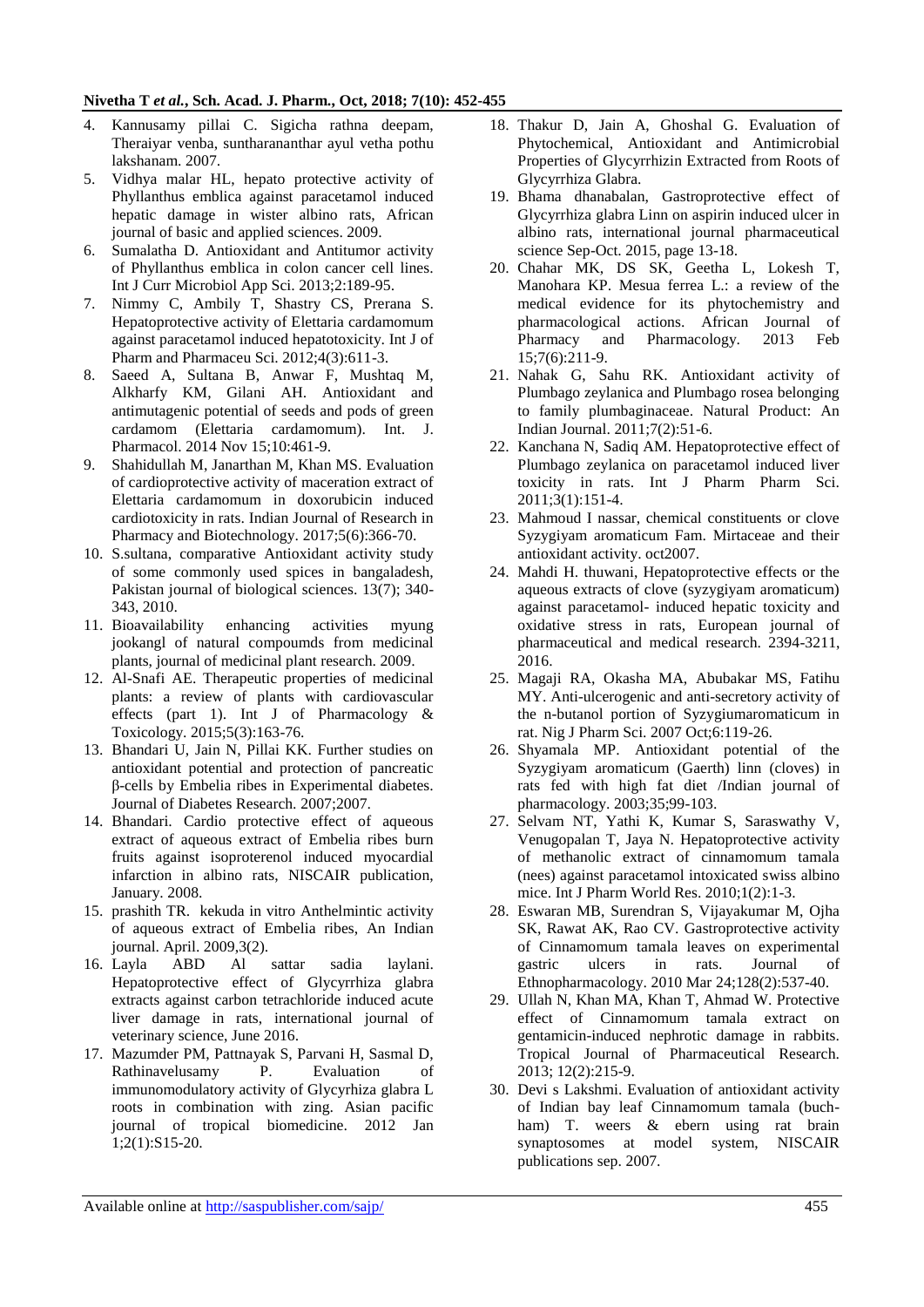4. Kannusamy pillai C. Sigicha rathna deepam, Theraiyar venba, suntharananthar ayul vetha pothu lakshanam. 2007.
5. Vidhya malar HL, hepato protective activity of Phyllanthus emblica against paracetamol induced hepatic damage in wister albino rats, African journal of basic and applied sciences. 2009.
6. Sumalatha D. Antioxidant and Antitumor activity of Phyllanthus emblica in colon cancer cell lines. Int J Curr Microbiol App Sci. 2013;2:189-95.
7. Nimmy C, Ambily T, Shastry CS, Prerana S. Hepatoprotective activity of Elettaria cardamomum against paracetamol induced hepatotoxicity. Int J of Pharm and Pharmaceu Sci. 2012;4(3):611-3.
8. Saeed A, Sultana B, Anwar F, Mushtaq M, Alkharfy KM, Gilani AH. Antioxidant and antimutagenic potential of seeds and pods of green cardamom (Elettaria cardamomum). Int. J. Pharmacol. 2014 Nov 15;10:461-9.
9. Shahidullah M, Janarthan M, Khan MS. Evaluation of cardioprotective activity of maceration extract of Elettaria cardamomum in doxorubicin induced cardiotoxicity in rats. Indian Journal of Research in Pharmacy and Biotechnology. 2017;5(6):366-70.
10. S.sultana, comparative Antioxidant activity study of some commonly used spices in bangaladesh, Pakistan journal of biological sciences. 13(7); 340-343, 2010.
11. Bioavailability enhancing activities myung jookangl of natural compoumds from medicinal plants, journal of medicinal plant research. 2009.
12. Al-Snafi AE. Therapeutic properties of medicinal plants: a review of plants with cardiovascular effects (part 1). Int J of Pharmacology & Toxicology. 2015;5(3):163-76.
13. Bhandari U, Jain N, Pillai KK. Further studies on antioxidant potential and protection of pancreatic β-cells by Embelia ribes in Experimental diabetes. Journal of Diabetes Research. 2007;2007.
14. Bhandari. Cardio protective effect of aqueous extract of aqueous extract of Embelia ribes burn fruits against isoproterenol induced myocardial infarction in albino rats, NISCAIR publication, January. 2008.
15. prashith TR. kekuda in vitro Anthelmintic activity of aqueous extract of Embelia ribes, An Indian journal. April. 2009,3(2).
16. Layla ABD Al sattar sadia laylani. Hepatoprotective effect of Glycyrrhiza glabra extracts against carbon tetrachloride induced acute liver damage in rats, international journal of veterinary science, June 2016.
17. Mazumder PM, Pattnayak S, Parvani H, Sasmal D, Rathinavelusamy P. Evaluation of immunomodulatory activity of Glycyrhiza glabra L roots in combination with zing. Asian pacific journal of tropical biomedicine. 2012 Jan 1;2(1):S15-20.
18. Thakur D, Jain A, Ghoshal G. Evaluation of Phytochemical, Antioxidant and Antimicrobial Properties of Glycyrrhizin Extracted from Roots of Glycyrrhiza Glabra.
19. Bhama dhanabalan, Gastroprotective effect of Glycyrrhiza glabra Linn on aspirin induced ulcer in albino rats, international journal pharmaceutical science Sep-Oct. 2015, page 13-18.
20. Chahar MK, DS SK, Geetha L, Lokesh T, Manohara KP. Mesua ferrea L.: a review of the medical evidence for its phytochemistry and pharmacological actions. African Journal of Pharmacy and Pharmacology. 2013 Feb 15;7(6):211-9.
21. Nahak G, Sahu RK. Antioxidant activity of Plumbago zeylanica and Plumbago rosea belonging to family plumbaginaceae. Natural Product: An Indian Journal. 2011;7(2):51-6.
22. Kanchana N, Sadiq AM. Hepatoprotective effect of Plumbago zeylanica on paracetamol induced liver toxicity in rats. Int J Pharm Pharm Sci. 2011;3(1):151-4.
23. Mahmoud I nassar, chemical constituents or clove Syzygiyam aromaticum Fam. Mirtaceae and their antioxidant activity. oct2007.
24. Mahdi H. thuwani, Hepatoprotective effects or the aqueous extracts of clove (syzygiyam aromaticum) against paracetamol- induced hepatic toxicity and oxidative stress in rats, European journal of pharmaceutical and medical research. 2394-3211, 2016.
25. Magaji RA, Okasha MA, Abubakar MS, Fatihu MY. Anti-ulcerogenic and anti-secretory activity of the n-butanol portion of Syzygiumaromaticum in rat. Nig J Pharm Sci. 2007 Oct;6:119-26.
26. Shyamala MP. Antioxidant potential of the Syzygiyam aromaticum (Gaerth) linn (cloves) in rats fed with high fat diet /Indian journal of pharmacology. 2003;35;99-103.
27. Selvam NT, Yathi K, Kumar S, Saraswathy V, Venugopalan T, Jaya N. Hepatoprotective activity of methanolic extract of cinnamomum tamala (nees) against paracetamol intoxicated swiss albino mice. Int J Pharm World Res. 2010;1(2):1-3.
28. Eswaran MB, Surendran S, Vijayakumar M, Ojha SK, Rawat AK, Rao CV. Gastroprotective activity of Cinnamomum tamala leaves on experimental gastric ulcers in rats. Journal of Ethnopharmacology. 2010 Mar 24;128(2):537-40.
29. Ullah N, Khan MA, Khan T, Ahmad W. Protective effect of Cinnamomum tamala extract on gentamicin-induced nephrotic damage in rabbits. Tropical Journal of Pharmaceutical Research. 2013; 12(2):215-9.
30. Devi s Lakshmi. Evaluation of antioxidant activity of Indian bay leaf Cinnamomum tamala (buch-ham) T. weers & ebern using rat brain synaptosomes at model system, NISCAIR publications sep. 2007.